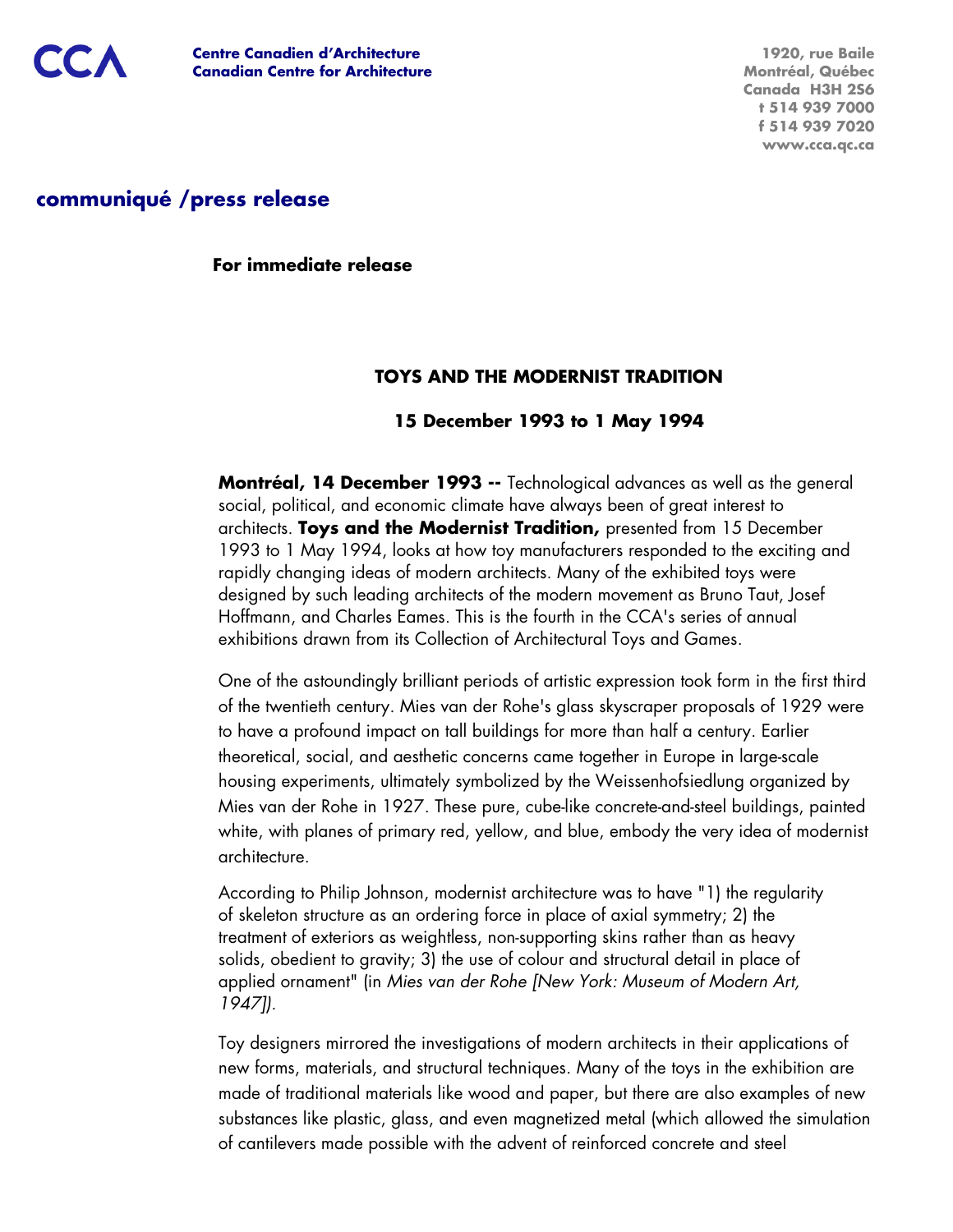CCA

**Centre Canadien d'Architecture**
**Canadian Centre for Architecture**

1920, rue Baile
Montréal, Québec
Canada H3H 2S6
t 514 939 7000
f 514 939 7020
www.cca.qc.ca

## communiqué /press release

**For immediate release**

### TOYS AND THE MODERNIST TRADITION

**15 December 1993 to 1 May 1994**

**Montréal, 14 December 1993 --** Technological advances as well as the general social, political, and economic climate have always been of great interest to architects. **Toys and the Modernist Tradition,** presented from 15 December 1993 to 1 May 1994, looks at how toy manufacturers responded to the exciting and rapidly changing ideas of modern architects. Many of the exhibited toys were designed by such leading architects of the modern movement as Bruno Taut, Josef Hoffmann, and Charles Eames. This is the fourth in the CCA's series of annual exhibitions drawn from its Collection of Architectural Toys and Games.

One of the astoundingly brilliant periods of artistic expression took form in the first third of the twentieth century. Mies van der Rohe's glass skyscraper proposals of 1929 were to have a profound impact on tall buildings for more than half a century. Earlier theoretical, social, and aesthetic concerns came together in Europe in large-scale housing experiments, ultimately symbolized by the Weissenhofsiedlung organized by Mies van der Rohe in 1927. These pure, cube-like concrete-and-steel buildings, painted white, with planes of primary red, yellow, and blue, embody the very idea of modernist architecture.

According to Philip Johnson, modernist architecture was to have "1) the regularity of skeleton structure as an ordering force in place of axial symmetry; 2) the treatment of exteriors as weightless, non-supporting skins rather than as heavy solids, obedient to gravity; 3) the use of colour and structural detail in place of applied ornament" (in *Mies van der Rohe [New York: Museum of Modern Art, 1947]).*

Toy designers mirrored the investigations of modern architects in their applications of new forms, materials, and structural techniques. Many of the toys in the exhibition are made of traditional materials like wood and paper, but there are also examples of new substances like plastic, glass, and even magnetized metal (which allowed the simulation of cantilevers made possible with the advent of reinforced concrete and steel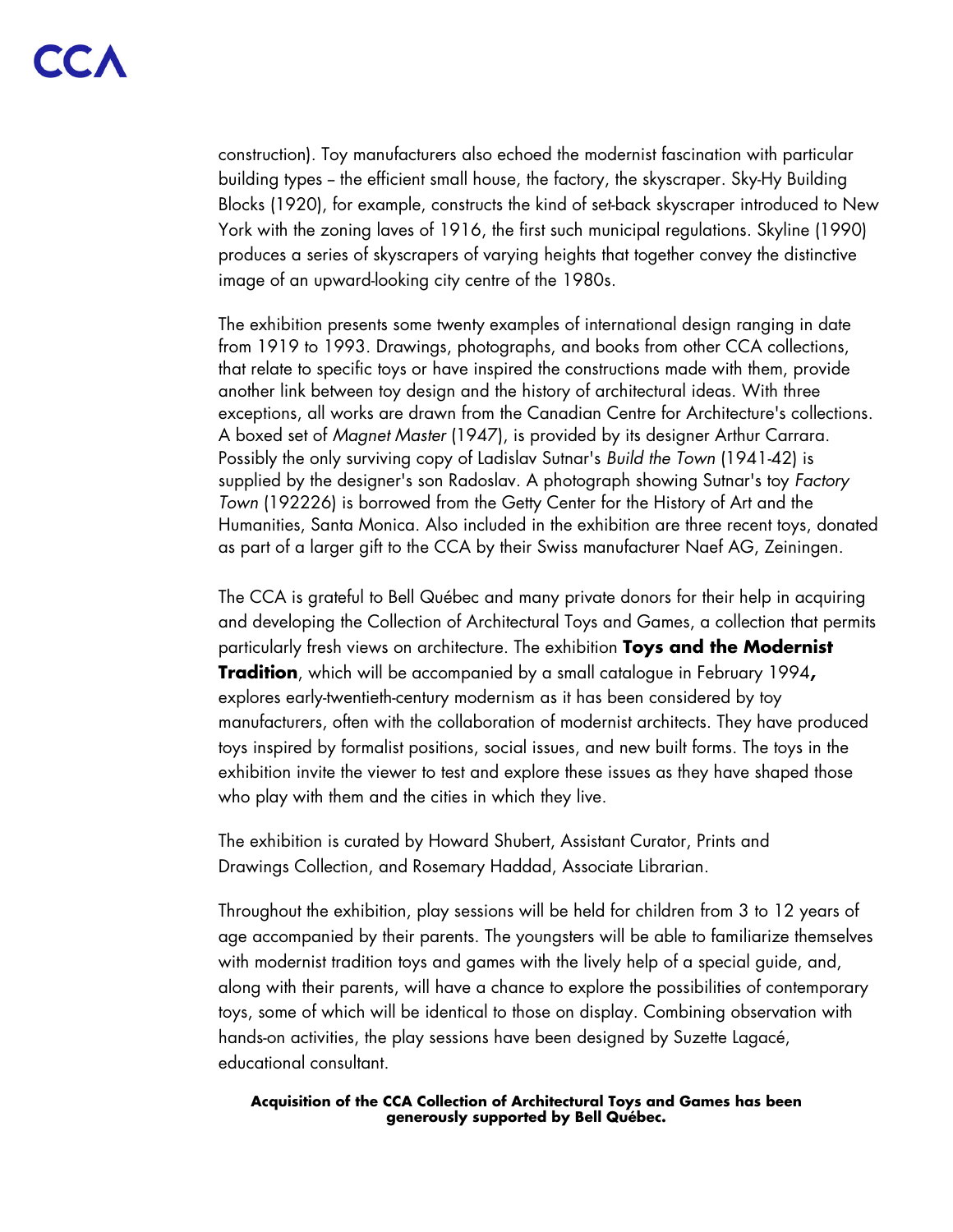construction). Toy manufacturers also echoed the modernist fascination with particular building types – the efficient small house, the factory, the skyscraper. Sky-Hy Building Blocks (1920), for example, constructs the kind of set-back skyscraper introduced to New York with the zoning laves of 1916, the first such municipal regulations. Skyline (1990) produces a series of skyscrapers of varying heights that together convey the distinctive image of an upward-looking city centre of the 1980s.

The exhibition presents some twenty examples of international design ranging in date from 1919 to 1993. Drawings, photographs, and books from other CCA collections, that relate to specific toys or have inspired the constructions made with them, provide another link between toy design and the history of architectural ideas. With three exceptions, all works are drawn from the Canadian Centre for Architecture's collections. A boxed set of *Magnet Master* (1947), is provided by its designer Arthur Carrara. Possibly the only surviving copy of Ladislav Sutnar's *Build the Town* (1941-42) is supplied by the designer's son Radoslav. A photograph showing Sutnar's toy *Factory Town* (192226) is borrowed from the Getty Center for the History of Art and the Humanities, Santa Monica. Also included in the exhibition are three recent toys, donated as part of a larger gift to the CCA by their Swiss manufacturer Naef AG, Zeiningen.

The CCA is grateful to Bell Québec and many private donors for their help in acquiring and developing the Collection of Architectural Toys and Games, a collection that permits particularly fresh views on architecture. The exhibition **Toys and the Modernist Tradition**, which will be accompanied by a small catalogue in February 1994**,** explores early-twentieth-century modernism as it has been considered by toy manufacturers, often with the collaboration of modernist architects. They have produced toys inspired by formalist positions, social issues, and new built forms. The toys in the exhibition invite the viewer to test and explore these issues as they have shaped those who play with them and the cities in which they live.

The exhibition is curated by Howard Shubert, Assistant Curator, Prints and Drawings Collection, and Rosemary Haddad, Associate Librarian.

Throughout the exhibition, play sessions will be held for children from 3 to 12 years of age accompanied by their parents. The youngsters will be able to familiarize themselves with modernist tradition toys and games with the lively help of a special guide, and, along with their parents, will have a chance to explore the possibilities of contemporary toys, some of which will be identical to those on display. Combining observation with hands-on activities, the play sessions have been designed by Suzette Lagacé, educational consultant.

**Acquisition of the CCA Collection of Architectural Toys and Games has been generously supported by Bell Québec.**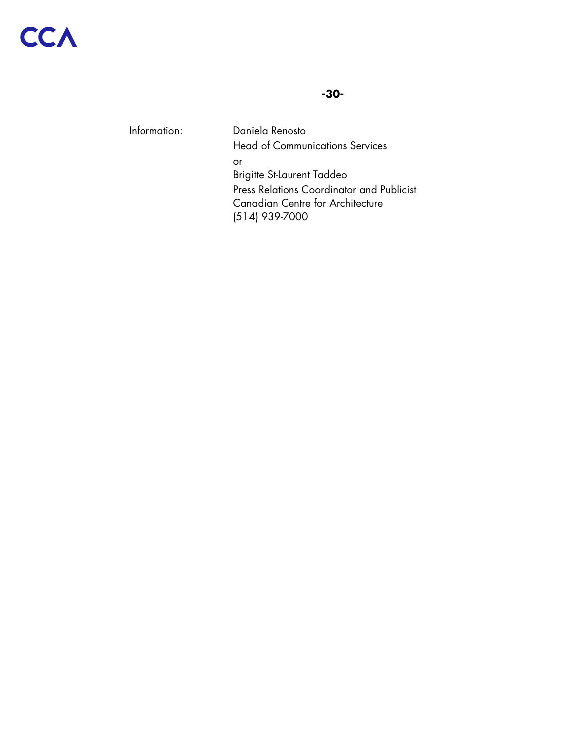CCA

**-30-**

Information:

Daniela Renosto
Head of Communications Services
or
Brigitte St-Laurent Taddeo
Press Relations Coordinator and Publicist
Canadian Centre for Architecture
(514) 939-7000